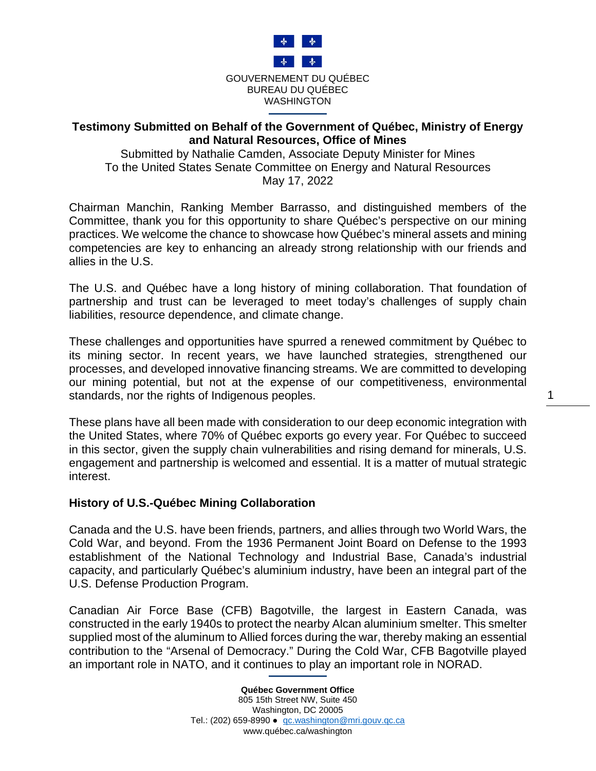GOUVERNEMENT DU QUÉBEC
BUREAU DU QUÉBEC
WASHINGTON

**Testimony Submitted on Behalf of the Government of Québec, Ministry of Energy and Natural Resources, Office of Mines**

Submitted by Nathalie Camden, Associate Deputy Minister for Mines
To the United States Senate Committee on Energy and Natural Resources
May 17, 2022

Chairman Manchin, Ranking Member Barrasso, and distinguished members of the Committee, thank you for this opportunity to share Québec's perspective on our mining practices. We welcome the chance to showcase how Québec's mineral assets and mining competencies are key to enhancing an already strong relationship with our friends and allies in the U.S.

The U.S. and Québec have a long history of mining collaboration. That foundation of partnership and trust can be leveraged to meet today's challenges of supply chain liabilities, resource dependence, and climate change.

These challenges and opportunities have spurred a renewed commitment by Québec to its mining sector. In recent years, we have launched strategies, strengthened our processes, and developed innovative financing streams. We are committed to developing our mining potential, but not at the expense of our competitiveness, environmental standards, nor the rights of Indigenous peoples.

These plans have all been made with consideration to our deep economic integration with the United States, where 70% of Québec exports go every year. For Québec to succeed in this sector, given the supply chain vulnerabilities and rising demand for minerals, U.S. engagement and partnership is welcomed and essential. It is a matter of mutual strategic interest.

## History of U.S.-Québec Mining Collaboration

Canada and the U.S. have been friends, partners, and allies through two World Wars, the Cold War, and beyond. From the 1936 Permanent Joint Board on Defense to the 1993 establishment of the National Technology and Industrial Base, Canada's industrial capacity, and particularly Québec's aluminium industry, have been an integral part of the U.S. Defense Production Program.

Canadian Air Force Base (CFB) Bagotville, the largest in Eastern Canada, was constructed in the early 1940s to protect the nearby Alcan aluminium smelter. This smelter supplied most of the aluminum to Allied forces during the war, thereby making an essential contribution to the "Arsenal of Democracy." During the Cold War, CFB Bagotville played an important role in NATO, and it continues to play an important role in NORAD.

**Québec Government Office**
805 15th Street NW, Suite 450
Washington, DC 20005
Tel.: (202) 659-8990 ● qc.washington@mri.gouv.qc.ca
www.québec.ca/washington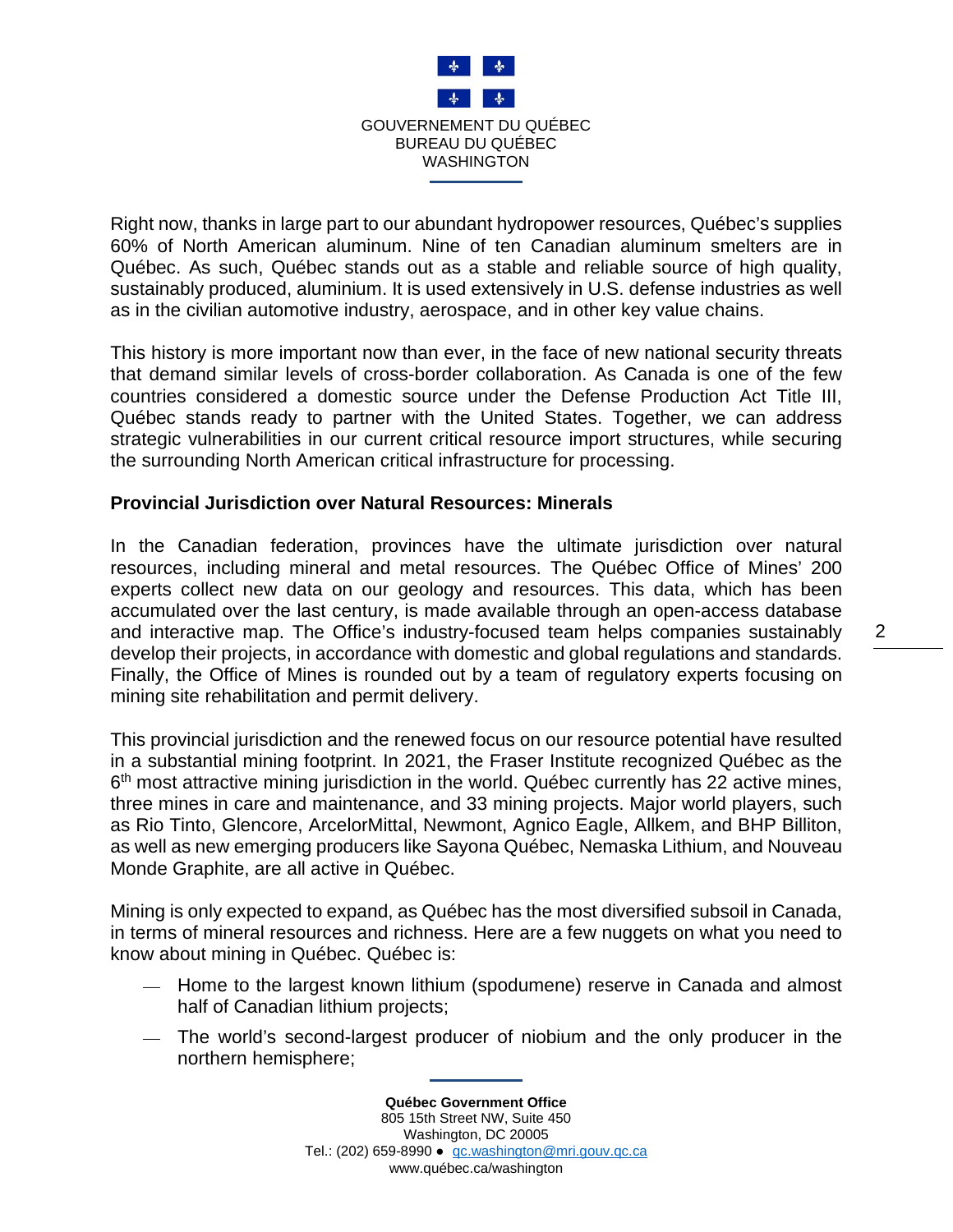Right now, thanks in large part to our abundant hydropower resources, Québec's supplies 60% of North American aluminum. Nine of ten Canadian aluminum smelters are in Québec. As such, Québec stands out as a stable and reliable source of high quality, sustainably produced, aluminium. It is used extensively in U.S. defense industries as well as in the civilian automotive industry, aerospace, and in other key value chains.

This history is more important now than ever, in the face of new national security threats that demand similar levels of cross-border collaboration. As Canada is one of the few countries considered a domestic source under the Defense Production Act Title III, Québec stands ready to partner with the United States. Together, we can address strategic vulnerabilities in our current critical resource import structures, while securing the surrounding North American critical infrastructure for processing.

**Provincial Jurisdiction over Natural Resources: Minerals**

In the Canadian federation, provinces have the ultimate jurisdiction over natural resources, including mineral and metal resources. The Québec Office of Mines' 200 experts collect new data on our geology and resources. This data, which has been accumulated over the last century, is made available through an open-access database and interactive map. The Office's industry-focused team helps companies sustainably develop their projects, in accordance with domestic and global regulations and standards. Finally, the Office of Mines is rounded out by a team of regulatory experts focusing on mining site rehabilitation and permit delivery.

This provincial jurisdiction and the renewed focus on our resource potential have resulted in a substantial mining footprint. In 2021, the Fraser Institute recognized Québec as the 6th most attractive mining jurisdiction in the world. Québec currently has 22 active mines, three mines in care and maintenance, and 33 mining projects. Major world players, such as Rio Tinto, Glencore, ArcelorMittal, Newmont, Agnico Eagle, Allkem, and BHP Billiton, as well as new emerging producers like Sayona Québec, Nemaska Lithium, and Nouveau Monde Graphite, are all active in Québec.

Mining is only expected to expand, as Québec has the most diversified subsoil in Canada, in terms of mineral resources and richness. Here are a few nuggets on what you need to know about mining in Québec. Québec is:

- Home to the largest known lithium (spodumene) reserve in Canada and almost half of Canadian lithium projects;
- The world's second-largest producer of niobium and the only producer in the northern hemisphere;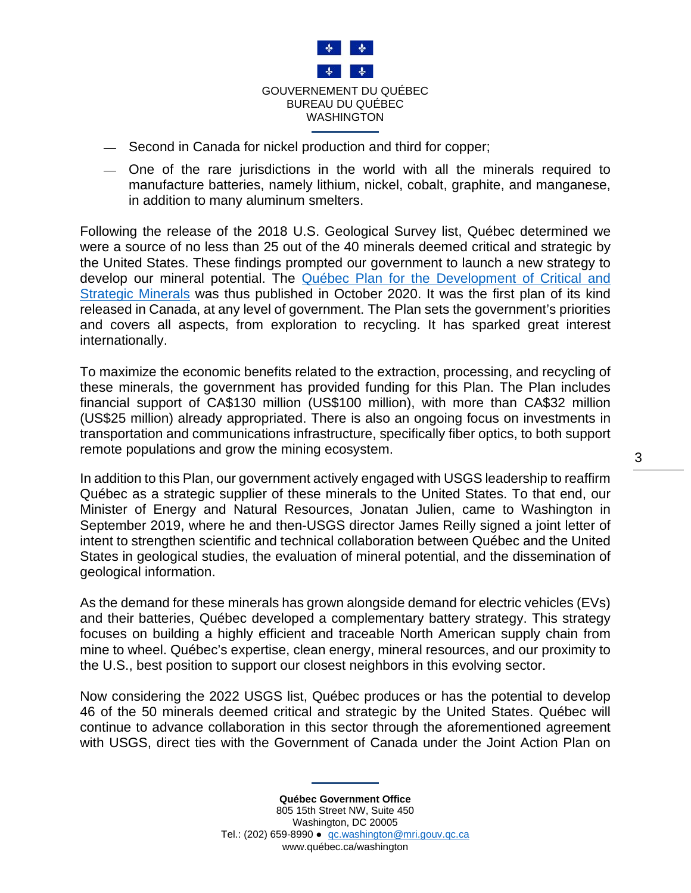- Second in Canada for nickel production and third for copper;
- One of the rare jurisdictions in the world with all the minerals required to manufacture batteries, namely lithium, nickel, cobalt, graphite, and manganese, in addition to many aluminum smelters.

Following the release of the 2018 U.S. Geological Survey list, Québec determined we were a source of no less than 25 out of the 40 minerals deemed critical and strategic by the United States. These findings prompted our government to launch a new strategy to develop our mineral potential. The [Québec Plan for the Development of Critical and Strategic Minerals] was thus published in October 2020. It was the first plan of its kind released in Canada, at any level of government. The Plan sets the government's priorities and covers all aspects, from exploration to recycling. It has sparked great interest internationally.

To maximize the economic benefits related to the extraction, processing, and recycling of these minerals, the government has provided funding for this Plan. The Plan includes financial support of CA$130 million (US$100 million), with more than CA$32 million (US$25 million) already appropriated. There is also an ongoing focus on investments in transportation and communications infrastructure, specifically fiber optics, to both support remote populations and grow the mining ecosystem.

In addition to this Plan, our government actively engaged with USGS leadership to reaffirm Québec as a strategic supplier of these minerals to the United States. To that end, our Minister of Energy and Natural Resources, Jonatan Julien, came to Washington in September 2019, where he and then-USGS director James Reilly signed a joint letter of intent to strengthen scientific and technical collaboration between Québec and the United States in geological studies, the evaluation of mineral potential, and the dissemination of geological information.

As the demand for these minerals has grown alongside demand for electric vehicles (EVs) and their batteries, Québec developed a complementary battery strategy. This strategy focuses on building a highly efficient and traceable North American supply chain from mine to wheel. Québec's expertise, clean energy, mineral resources, and our proximity to the U.S., best position to support our closest neighbors in this evolving sector.

Now considering the 2022 USGS list, Québec produces or has the potential to develop 46 of the 50 minerals deemed critical and strategic by the United States. Québec will continue to advance collaboration in this sector through the aforementioned agreement with USGS, direct ties with the Government of Canada under the Joint Action Plan on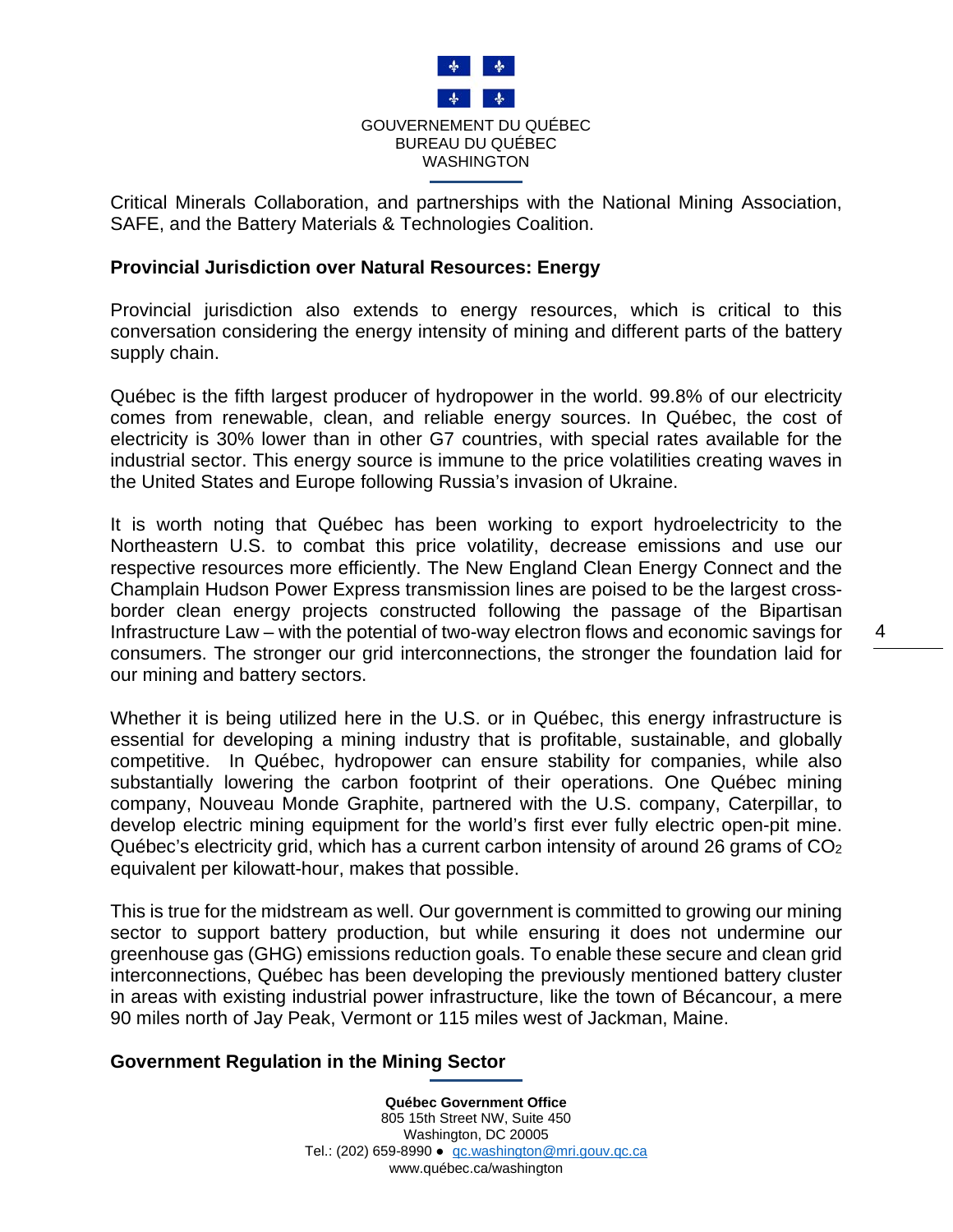Critical Minerals Collaboration, and partnerships with the National Mining Association, SAFE, and the Battery Materials & Technologies Coalition.

**Provincial Jurisdiction over Natural Resources: Energy**

Provincial jurisdiction also extends to energy resources, which is critical to this conversation considering the energy intensity of mining and different parts of the battery supply chain.

Québec is the fifth largest producer of hydropower in the world. 99.8% of our electricity comes from renewable, clean, and reliable energy sources. In Québec, the cost of electricity is 30% lower than in other G7 countries, with special rates available for the industrial sector. This energy source is immune to the price volatilities creating waves in the United States and Europe following Russia's invasion of Ukraine.

It is worth noting that Québec has been working to export hydroelectricity to the Northeastern U.S. to combat this price volatility, decrease emissions and use our respective resources more efficiently. The New England Clean Energy Connect and the Champlain Hudson Power Express transmission lines are poised to be the largest cross-border clean energy projects constructed following the passage of the Bipartisan Infrastructure Law – with the potential of two-way electron flows and economic savings for consumers. The stronger our grid interconnections, the stronger the foundation laid for our mining and battery sectors.

Whether it is being utilized here in the U.S. or in Québec, this energy infrastructure is essential for developing a mining industry that is profitable, sustainable, and globally competitive. In Québec, hydropower can ensure stability for companies, while also substantially lowering the carbon footprint of their operations. One Québec mining company, Nouveau Monde Graphite, partnered with the U.S. company, Caterpillar, to develop electric mining equipment for the world's first ever fully electric open-pit mine. Québec's electricity grid, which has a current carbon intensity of around 26 grams of $CO_2$ equivalent per kilowatt-hour, makes that possible.

This is true for the midstream as well. Our government is committed to growing our mining sector to support battery production, but while ensuring it does not undermine our greenhouse gas (GHG) emissions reduction goals. To enable these secure and clean grid interconnections, Québec has been developing the previously mentioned battery cluster in areas with existing industrial power infrastructure, like the town of Bécancour, a mere 90 miles north of Jay Peak, Vermont or 115 miles west of Jackman, Maine.

**Government Regulation in the Mining Sector**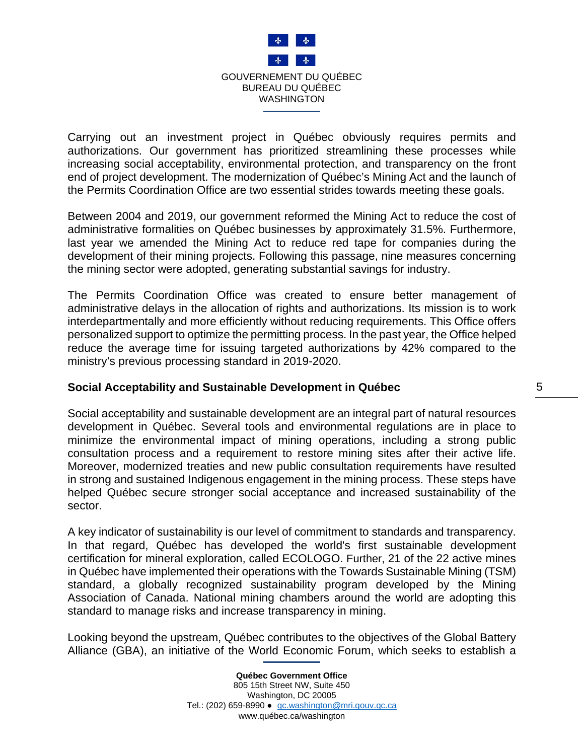Carrying out an investment project in Québec obviously requires permits and authorizations. Our government has prioritized streamlining these processes while increasing social acceptability, environmental protection, and transparency on the front end of project development. The modernization of Québec's Mining Act and the launch of the Permits Coordination Office are two essential strides towards meeting these goals.

Between 2004 and 2019, our government reformed the Mining Act to reduce the cost of administrative formalities on Québec businesses by approximately 31.5%. Furthermore, last year we amended the Mining Act to reduce red tape for companies during the development of their mining projects. Following this passage, nine measures concerning the mining sector were adopted, generating substantial savings for industry.

The Permits Coordination Office was created to ensure better management of administrative delays in the allocation of rights and authorizations. Its mission is to work interdepartmentally and more efficiently without reducing requirements. This Office offers personalized support to optimize the permitting process. In the past year, the Office helped reduce the average time for issuing targeted authorizations by 42% compared to the ministry's previous processing standard in 2019-2020.

**Social Acceptability and Sustainable Development in Québec**

Social acceptability and sustainable development are an integral part of natural resources development in Québec. Several tools and environmental regulations are in place to minimize the environmental impact of mining operations, including a strong public consultation process and a requirement to restore mining sites after their active life. Moreover, modernized treaties and new public consultation requirements have resulted in strong and sustained Indigenous engagement in the mining process. These steps have helped Québec secure stronger social acceptance and increased sustainability of the sector.

A key indicator of sustainability is our level of commitment to standards and transparency. In that regard, Québec has developed the world's first sustainable development certification for mineral exploration, called ECOLOGO. Further, 21 of the 22 active mines in Québec have implemented their operations with the Towards Sustainable Mining (TSM) standard, a globally recognized sustainability program developed by the Mining Association of Canada. National mining chambers around the world are adopting this standard to manage risks and increase transparency in mining.

Looking beyond the upstream, Québec contributes to the objectives of the Global Battery Alliance (GBA), an initiative of the World Economic Forum, which seeks to establish a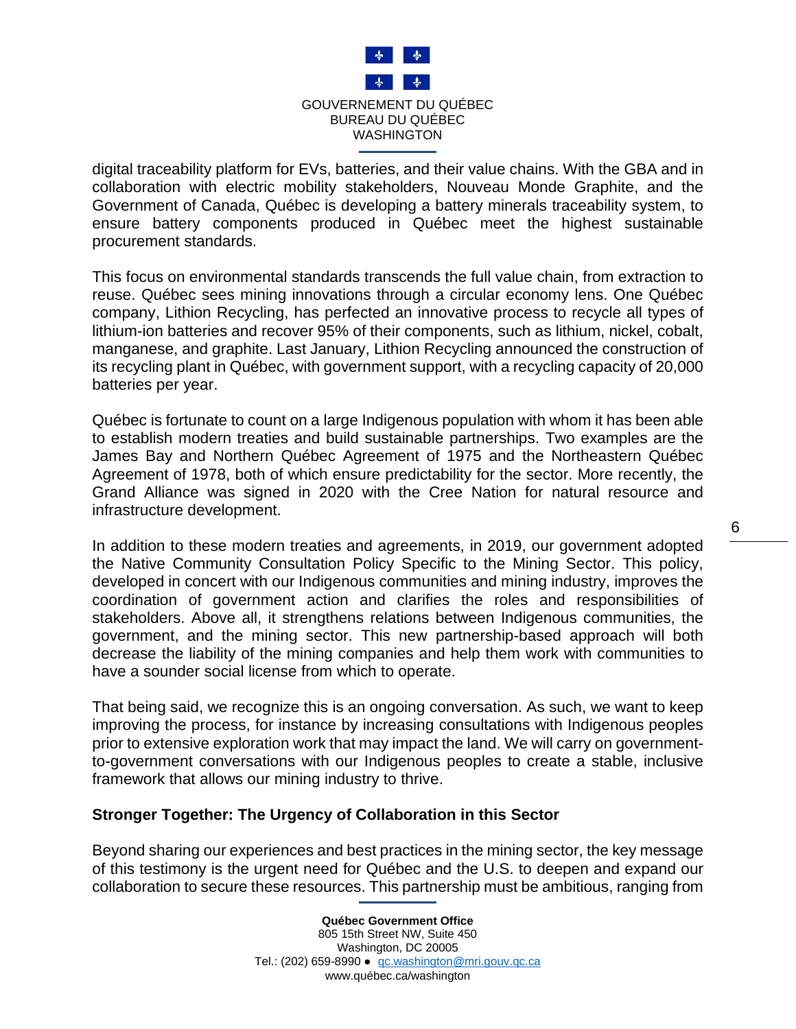digital traceability platform for EVs, batteries, and their value chains. With the GBA and in collaboration with electric mobility stakeholders, Nouveau Monde Graphite, and the Government of Canada, Québec is developing a battery minerals traceability system, to ensure battery components produced in Québec meet the highest sustainable procurement standards.

This focus on environmental standards transcends the full value chain, from extraction to reuse. Québec sees mining innovations through a circular economy lens. One Québec company, Lithion Recycling, has perfected an innovative process to recycle all types of lithium-ion batteries and recover 95% of their components, such as lithium, nickel, cobalt, manganese, and graphite. Last January, Lithion Recycling announced the construction of its recycling plant in Québec, with government support, with a recycling capacity of 20,000 batteries per year.

Québec is fortunate to count on a large Indigenous population with whom it has been able to establish modern treaties and build sustainable partnerships. Two examples are the James Bay and Northern Québec Agreement of 1975 and the Northeastern Québec Agreement of 1978, both of which ensure predictability for the sector. More recently, the Grand Alliance was signed in 2020 with the Cree Nation for natural resource and infrastructure development.

In addition to these modern treaties and agreements, in 2019, our government adopted the Native Community Consultation Policy Specific to the Mining Sector. This policy, developed in concert with our Indigenous communities and mining industry, improves the coordination of government action and clarifies the roles and responsibilities of stakeholders. Above all, it strengthens relations between Indigenous communities, the government, and the mining sector. This new partnership-based approach will both decrease the liability of the mining companies and help them work with communities to have a sounder social license from which to operate.

That being said, we recognize this is an ongoing conversation. As such, we want to keep improving the process, for instance by increasing consultations with Indigenous peoples prior to extensive exploration work that may impact the land. We will carry on government-to-government conversations with our Indigenous peoples to create a stable, inclusive framework that allows our mining industry to thrive.

**Stronger Together: The Urgency of Collaboration in this Sector**

Beyond sharing our experiences and best practices in the mining sector, the key message of this testimony is the urgent need for Québec and the U.S. to deepen and expand our collaboration to secure these resources. This partnership must be ambitious, ranging from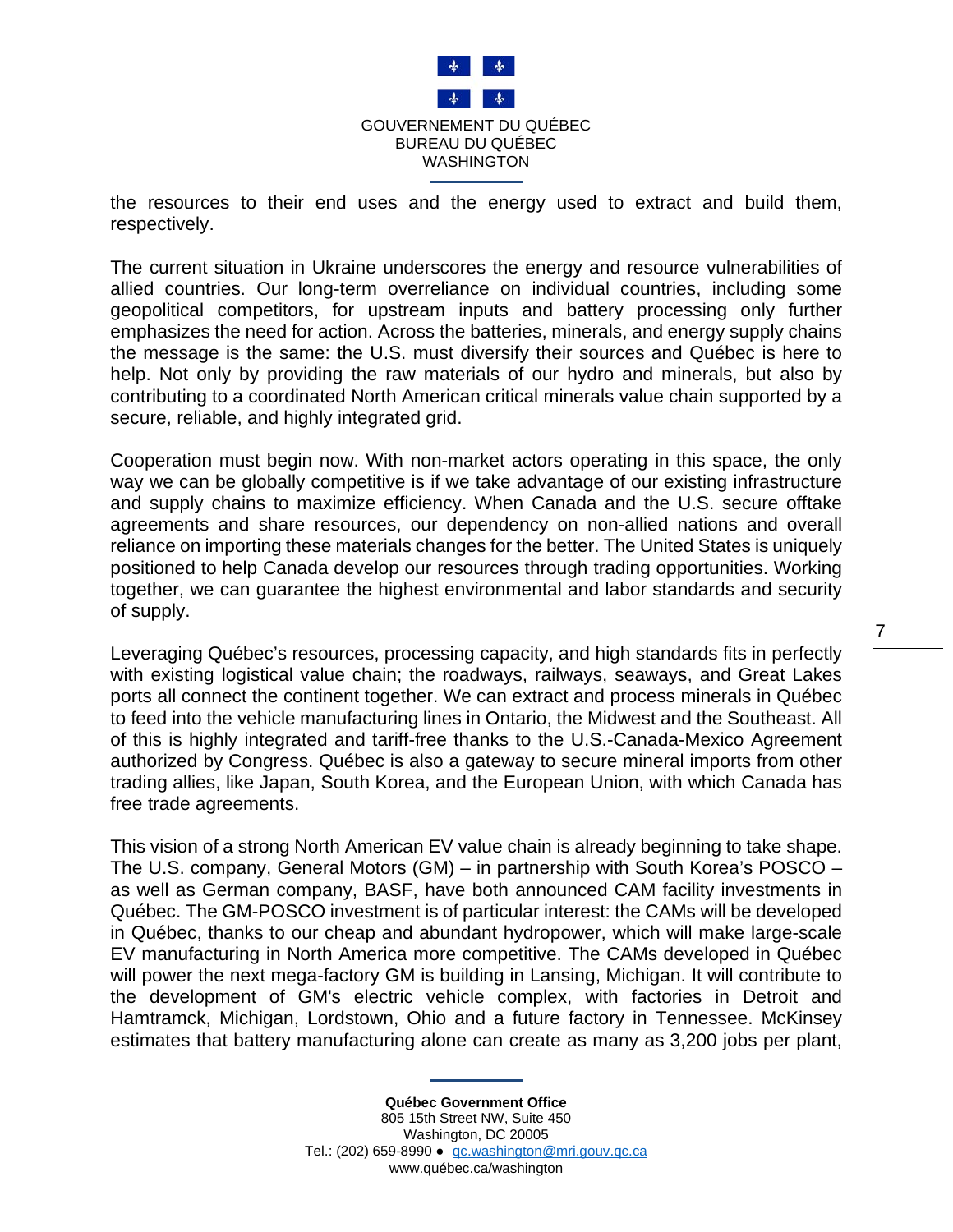the resources to their end uses and the energy used to extract and build them, respectively.

The current situation in Ukraine underscores the energy and resource vulnerabilities of allied countries. Our long-term overreliance on individual countries, including some geopolitical competitors, for upstream inputs and battery processing only further emphasizes the need for action. Across the batteries, minerals, and energy supply chains the message is the same: the U.S. must diversify their sources and Québec is here to help. Not only by providing the raw materials of our hydro and minerals, but also by contributing to a coordinated North American critical minerals value chain supported by a secure, reliable, and highly integrated grid.

Cooperation must begin now. With non-market actors operating in this space, the only way we can be globally competitive is if we take advantage of our existing infrastructure and supply chains to maximize efficiency. When Canada and the U.S. secure offtake agreements and share resources, our dependency on non-allied nations and overall reliance on importing these materials changes for the better. The United States is uniquely positioned to help Canada develop our resources through trading opportunities. Working together, we can guarantee the highest environmental and labor standards and security of supply.

Leveraging Québec's resources, processing capacity, and high standards fits in perfectly with existing logistical value chain; the roadways, railways, seaways, and Great Lakes ports all connect the continent together. We can extract and process minerals in Québec to feed into the vehicle manufacturing lines in Ontario, the Midwest and the Southeast. All of this is highly integrated and tariff-free thanks to the U.S.-Canada-Mexico Agreement authorized by Congress. Québec is also a gateway to secure mineral imports from other trading allies, like Japan, South Korea, and the European Union, with which Canada has free trade agreements.

This vision of a strong North American EV value chain is already beginning to take shape. The U.S. company, General Motors (GM) – in partnership with South Korea's POSCO – as well as German company, BASF, have both announced CAM facility investments in Québec. The GM-POSCO investment is of particular interest: the CAMs will be developed in Québec, thanks to our cheap and abundant hydropower, which will make large-scale EV manufacturing in North America more competitive. The CAMs developed in Québec will power the next mega-factory GM is building in Lansing, Michigan. It will contribute to the development of GM's electric vehicle complex, with factories in Detroit and Hamtramck, Michigan, Lordstown, Ohio and a future factory in Tennessee. McKinsey estimates that battery manufacturing alone can create as many as 3,200 jobs per plant,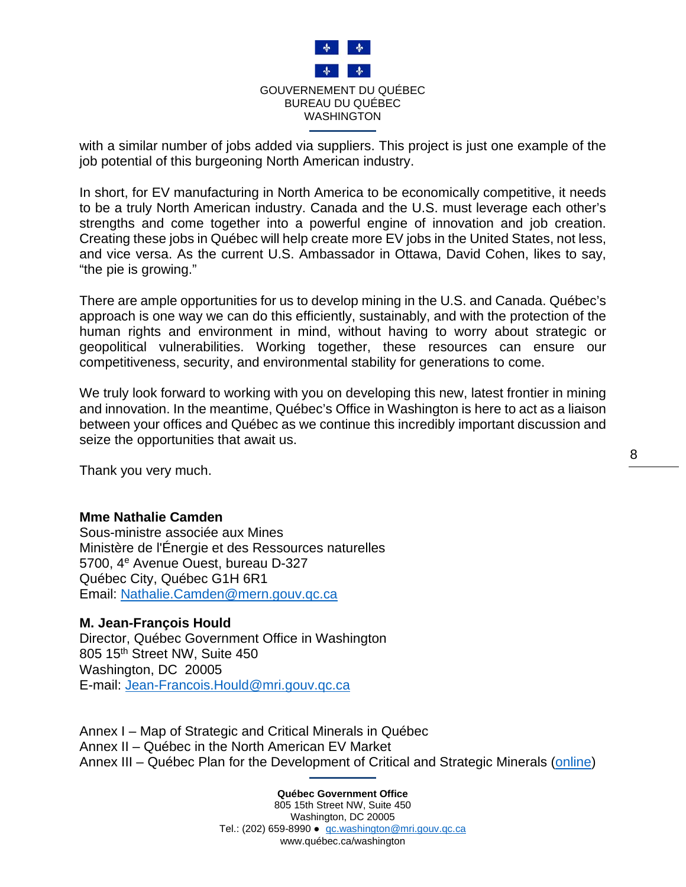with a similar number of jobs added via suppliers. This project is just one example of the job potential of this burgeoning North American industry.

In short, for EV manufacturing in North America to be economically competitive, it needs to be a truly North American industry. Canada and the U.S. must leverage each other's strengths and come together into a powerful engine of innovation and job creation. Creating these jobs in Québec will help create more EV jobs in the United States, not less, and vice versa. As the current U.S. Ambassador in Ottawa, David Cohen, likes to say, "the pie is growing."

There are ample opportunities for us to develop mining in the U.S. and Canada. Québec's approach is one way we can do this efficiently, sustainably, and with the protection of the human rights and environment in mind, without having to worry about strategic or geopolitical vulnerabilities. Working together, these resources can ensure our competitiveness, security, and environmental stability for generations to come.

We truly look forward to working with you on developing this new, latest frontier in mining and innovation. In the meantime, Québec's Office in Washington is here to act as a liaison between your offices and Québec as we continue this incredibly important discussion and seize the opportunities that await us.

Thank you very much.

**Mme Nathalie Camden**
Sous-ministre associée aux Mines
Ministère de l'Énergie et des Ressources naturelles
5700, 4e Avenue Ouest, bureau D-327
Québec City, Québec G1H 6R1
Email: Nathalie.Camden@mern.gouv.qc.ca

**M. Jean-François Hould**
Director, Québec Government Office in Washington
805 15th Street NW, Suite 450
Washington, DC 20005
E-mail: Jean-Francois.Hould@mri.gouv.qc.ca

Annex I – Map of Strategic and Critical Minerals in Québec
Annex II – Québec in the North American EV Market
Annex III – Québec Plan for the Development of Critical and Strategic Minerals (online)